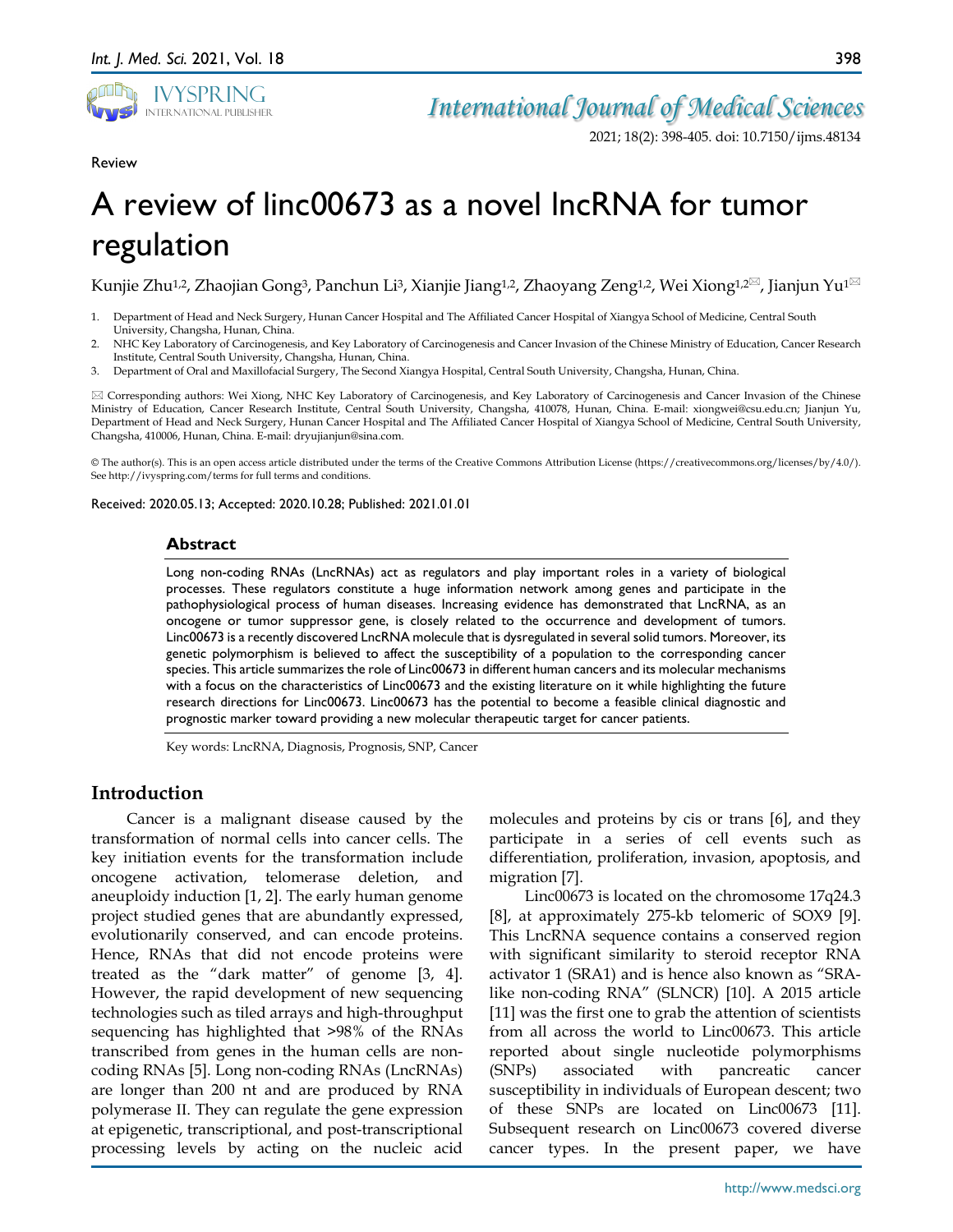Review

# A review of linc00673 as a novel lncRNA for tumor regulation

Kunjie Zhu[1,2], Zhaojian Gong[3], Panchun Li[3], Xianjie Jiang[1,2], Zhaoyang Zeng[1,2], Wei Xiong[1,2]✉, Jianjun Yu[1]✉

1. Department of Head and Neck Surgery, Hunan Cancer Hospital and The Affiliated Cancer Hospital of Xiangya School of Medicine, Central South University, Changsha, Hunan, China.
2. NHC Key Laboratory of Carcinogenesis, and Key Laboratory of Carcinogenesis and Cancer Invasion of the Chinese Ministry of Education, Cancer Research Institute, Central South University, Changsha, Hunan, China.
3. Department of Oral and Maxillofacial Surgery, The Second Xiangya Hospital, Central South University, Changsha, Hunan, China.

✉ Corresponding authors: Wei Xiong, NHC Key Laboratory of Carcinogenesis, and Key Laboratory of Carcinogenesis and Cancer Invasion of the Chinese Ministry of Education, Cancer Research Institute, Central South University, Changsha, 410078, Hunan, China. E-mail: xiongwei@csu.edu.cn; Jianjun Yu, Department of Head and Neck Surgery, Hunan Cancer Hospital and The Affiliated Cancer Hospital of Xiangya School of Medicine, Central South University, Changsha, 410006, Hunan, China. E-mail: dryujianjun@sina.com.

© The author(s). This is an open access article distributed under the terms of the Creative Commons Attribution License (https://creativecommons.org/licenses/by/4.0/). See http://ivyspring.com/terms for full terms and conditions.

Received: 2020.05.13; Accepted: 2020.10.28; Published: 2021.01.01

## Abstract

Long non-coding RNAs (LncRNAs) act as regulators and play important roles in a variety of biological processes. These regulators constitute a huge information network among genes and participate in the pathophysiological process of human diseases. Increasing evidence has demonstrated that LncRNA, as an oncogene or tumor suppressor gene, is closely related to the occurrence and development of tumors. Linc00673 is a recently discovered LncRNA molecule that is dysregulated in several solid tumors. Moreover, its genetic polymorphism is believed to affect the susceptibility of a population to the corresponding cancer species. This article summarizes the role of Linc00673 in different human cancers and its molecular mechanisms with a focus on the characteristics of Linc00673 and the existing literature on it while highlighting the future research directions for Linc00673. Linc00673 has the potential to become a feasible clinical diagnostic and prognostic marker toward providing a new molecular therapeutic target for cancer patients.

Key words: LncRNA, Diagnosis, Prognosis, SNP, Cancer

## Introduction

Cancer is a malignant disease caused by the transformation of normal cells into cancer cells. The key initiation events for the transformation include oncogene activation, telomerase deletion, and aneuploidy induction [1, 2]. The early human genome project studied genes that are abundantly expressed, evolutionarily conserved, and can encode proteins. Hence, RNAs that did not encode proteins were treated as the "dark matter" of genome [3, 4]. However, the rapid development of new sequencing technologies such as tiled arrays and high-throughput sequencing has highlighted that >98% of the RNAs transcribed from genes in the human cells are non-coding RNAs [5]. Long non-coding RNAs (LncRNAs) are longer than 200 nt and are produced by RNA polymerase II. They can regulate the gene expression at epigenetic, transcriptional, and post-transcriptional processing levels by acting on the nucleic acid molecules and proteins by cis or trans [6], and they participate in a series of cell events such as differentiation, proliferation, invasion, apoptosis, and migration [7].

Linc00673 is located on the chromosome 17q24.3 [8], at approximately 275-kb telomeric of SOX9 [9]. This LncRNA sequence contains a conserved region with significant similarity to steroid receptor RNA activator 1 (SRA1) and is hence also known as "SRA-like non-coding RNA" (SLNCR) [10]. A 2015 article [11] was the first one to grab the attention of scientists from all across the world to Linc00673. This article reported about single nucleotide polymorphisms (SNPs) associated with pancreatic cancer susceptibility in individuals of European descent; two of these SNPs are located on Linc00673 [11]. Subsequent research on Linc00673 covered diverse cancer types. In the present paper, we have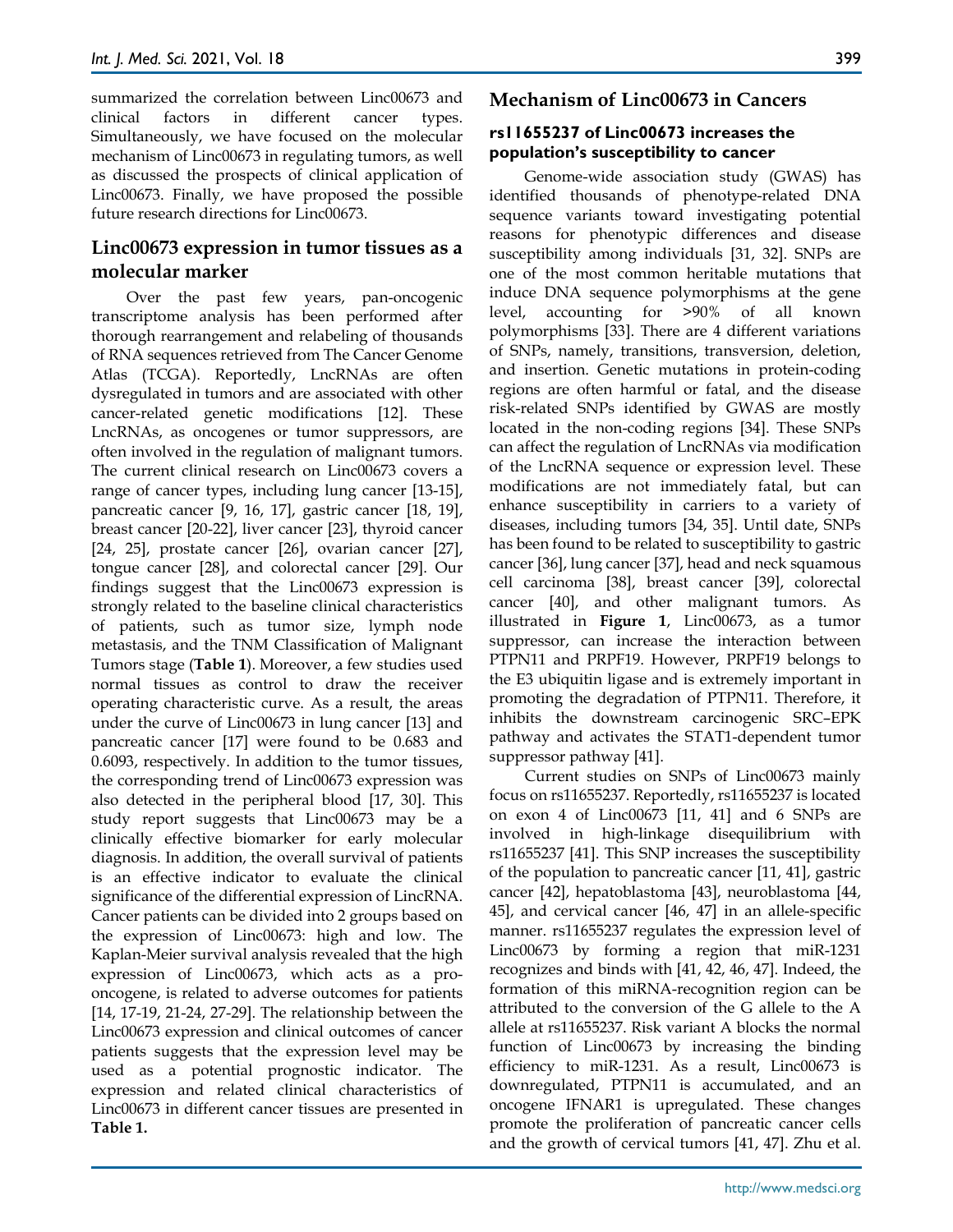summarized the correlation between Linc00673 and clinical factors in different cancer types. Simultaneously, we have focused on the molecular mechanism of Linc00673 in regulating tumors, as well as discussed the prospects of clinical application of Linc00673. Finally, we have proposed the possible future research directions for Linc00673.

## Linc00673 expression in tumor tissues as a molecular marker

Over the past few years, pan-oncogenic transcriptome analysis has been performed after thorough rearrangement and relabeling of thousands of RNA sequences retrieved from The Cancer Genome Atlas (TCGA). Reportedly, LncRNAs are often dysregulated in tumors and are associated with other cancer-related genetic modifications [12]. These LncRNAs, as oncogenes or tumor suppressors, are often involved in the regulation of malignant tumors. The current clinical research on Linc00673 covers a range of cancer types, including lung cancer [13-15], pancreatic cancer [9, 16, 17], gastric cancer [18, 19], breast cancer [20-22], liver cancer [23], thyroid cancer [24, 25], prostate cancer [26], ovarian cancer [27], tongue cancer [28], and colorectal cancer [29]. Our findings suggest that the Linc00673 expression is strongly related to the baseline clinical characteristics of patients, such as tumor size, lymph node metastasis, and the TNM Classification of Malignant Tumors stage (**Table 1**). Moreover, a few studies used normal tissues as control to draw the receiver operating characteristic curve. As a result, the areas under the curve of Linc00673 in lung cancer [13] and pancreatic cancer [17] were found to be 0.683 and 0.6093, respectively. In addition to the tumor tissues, the corresponding trend of Linc00673 expression was also detected in the peripheral blood [17, 30]. This study report suggests that Linc00673 may be a clinically effective biomarker for early molecular diagnosis. In addition, the overall survival of patients is an effective indicator to evaluate the clinical significance of the differential expression of LincRNA. Cancer patients can be divided into 2 groups based on the expression of Linc00673: high and low. The Kaplan-Meier survival analysis revealed that the high expression of Linc00673, which acts as a pro-oncogene, is related to adverse outcomes for patients [14, 17-19, 21-24, 27-29]. The relationship between the Linc00673 expression and clinical outcomes of cancer patients suggests that the expression level may be used as a potential prognostic indicator. The expression and related clinical characteristics of Linc00673 in different cancer tissues are presented in **Table 1.**

## Mechanism of Linc00673 in Cancers

### rs11655237 of Linc00673 increases the population's susceptibility to cancer

Genome-wide association study (GWAS) has identified thousands of phenotype-related DNA sequence variants toward investigating potential reasons for phenotypic differences and disease susceptibility among individuals [31, 32]. SNPs are one of the most common heritable mutations that induce DNA sequence polymorphisms at the gene level, accounting for >90% of all known polymorphisms [33]. There are 4 different variations of SNPs, namely, transitions, transversion, deletion, and insertion. Genetic mutations in protein-coding regions are often harmful or fatal, and the disease risk-related SNPs identified by GWAS are mostly located in the non-coding regions [34]. These SNPs can affect the regulation of LncRNAs via modification of the LncRNA sequence or expression level. These modifications are not immediately fatal, but can enhance susceptibility in carriers to a variety of diseases, including tumors [34, 35]. Until date, SNPs has been found to be related to susceptibility to gastric cancer [36], lung cancer [37], head and neck squamous cell carcinoma [38], breast cancer [39], colorectal cancer [40], and other malignant tumors. As illustrated in **Figure 1**, Linc00673, as a tumor suppressor, can increase the interaction between PTPN11 and PRPF19. However, PRPF19 belongs to the E3 ubiquitin ligase and is extremely important in promoting the degradation of PTPN11. Therefore, it inhibits the downstream carcinogenic SRC–EPK pathway and activates the STAT1-dependent tumor suppressor pathway [41].

Current studies on SNPs of Linc00673 mainly focus on rs11655237. Reportedly, rs11655237 is located on exon 4 of Linc00673 [11, 41] and 6 SNPs are involved in high-linkage disequilibrium with rs11655237 [41]. This SNP increases the susceptibility of the population to pancreatic cancer [11, 41], gastric cancer [42], hepatoblastoma [43], neuroblastoma [44, 45], and cervical cancer [46, 47] in an allele-specific manner. rs11655237 regulates the expression level of Linc00673 by forming a region that miR-1231 recognizes and binds with [41, 42, 46, 47]. Indeed, the formation of this miRNA-recognition region can be attributed to the conversion of the G allele to the A allele at rs11655237. Risk variant A blocks the normal function of Linc00673 by increasing the binding efficiency to miR-1231. As a result, Linc00673 is downregulated, PTPN11 is accumulated, and an oncogene IFNAR1 is upregulated. These changes promote the proliferation of pancreatic cancer cells and the growth of cervical tumors [41, 47]. Zhu et al.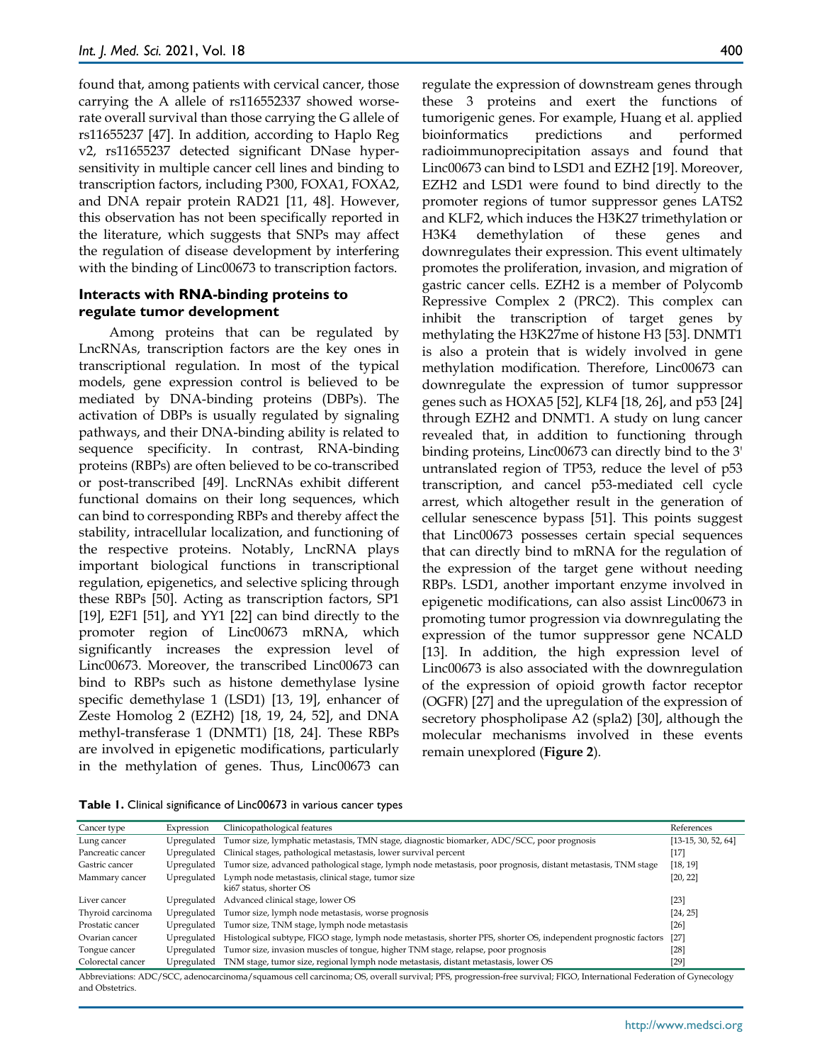found that, among patients with cervical cancer, those carrying the A allele of rs116552337 showed worse-rate overall survival than those carrying the G allele of rs11655237 [47]. In addition, according to Haplo Reg v2, rs11655237 detected significant DNase hypersensitivity in multiple cancer cell lines and binding to transcription factors, including P300, FOXA1, FOXA2, and DNA repair protein RAD21 [11, 48]. However, this observation has not been specifically reported in the literature, which suggests that SNPs may affect the regulation of disease development by interfering with the binding of Linc00673 to transcription factors.

### Interacts with RNA-binding proteins to regulate tumor development

Among proteins that can be regulated by LncRNAs, transcription factors are the key ones in transcriptional regulation. In most of the typical models, gene expression control is believed to be mediated by DNA-binding proteins (DBPs). The activation of DBPs is usually regulated by signaling pathways, and their DNA-binding ability is related to sequence specificity. In contrast, RNA-binding proteins (RBPs) are often believed to be co-transcribed or post-transcribed [49]. LncRNAs exhibit different functional domains on their long sequences, which can bind to corresponding RBPs and thereby affect the stability, intracellular localization, and functioning of the respective proteins. Notably, LncRNA plays important biological functions in transcriptional regulation, epigenetics, and selective splicing through these RBPs [50]. Acting as transcription factors, SP1 [19], E2F1 [51], and YY1 [22] can bind directly to the promoter region of Linc00673 mRNA, which significantly increases the expression level of Linc00673. Moreover, the transcribed Linc00673 can bind to RBPs such as histone demethylase lysine specific demethylase 1 (LSD1) [13, 19], enhancer of Zeste Homolog 2 (EZH2) [18, 19, 24, 52], and DNA methyl-transferase 1 (DNMT1) [18, 24]. These RBPs are involved in epigenetic modifications, particularly in the methylation of genes. Thus, Linc00673 can regulate the expression of downstream genes through these 3 proteins and exert the functions of tumorigenic genes. For example, Huang et al. applied bioinformatics predictions and performed radioimmunoprecipitation assays and found that Linc00673 can bind to LSD1 and EZH2 [19]. Moreover, EZH2 and LSD1 were found to bind directly to the promoter regions of tumor suppressor genes LATS2 and KLF2, which induces the H3K27 trimethylation or H3K4 demethylation of these genes and downregulates their expression. This event ultimately promotes the proliferation, invasion, and migration of gastric cancer cells. EZH2 is a member of Polycomb Repressive Complex 2 (PRC2). This complex can inhibit the transcription of target genes by methylating the H3K27me of histone H3 [53]. DNMT1 is also a protein that is widely involved in gene methylation modification. Therefore, Linc00673 can downregulate the expression of tumor suppressor genes such as HOXA5 [52], KLF4 [18, 26], and p53 [24] through EZH2 and DNMT1. A study on lung cancer revealed that, in addition to functioning through binding proteins, Linc00673 can directly bind to the 3' untranslated region of TP53, reduce the level of p53 transcription, and cancel p53-mediated cell cycle arrest, which altogether result in the generation of cellular senescence bypass [51]. This points suggest that Linc00673 possesses certain special sequences that can directly bind to mRNA for the regulation of the expression of the target gene without needing RBPs. LSD1, another important enzyme involved in epigenetic modifications, can also assist Linc00673 in promoting tumor progression via downregulating the expression of the tumor suppressor gene NCALD [13]. In addition, the high expression level of Linc00673 is also associated with the downregulation of the expression of opioid growth factor receptor (OGFR) [27] and the upregulation of the expression of secretory phospholipase A2 (spla2) [30], although the molecular mechanisms involved in these events remain unexplored (**Figure 2**).

**Table 1.** Clinical significance of Linc00673 in various cancer types

| Cancer type | Expression | Clinicopathological features | References |
|---|---|---|---|
| Lung cancer | Upregulated | Tumor size, lymphatic metastasis, TMN stage, diagnostic biomarker, ADC/SCC, poor prognosis | [13-15, 30, 52, 64] |
| Pancreatic cancer | Upregulated | Clinical stages, pathological metastasis, lower survival percent | [17] |
| Gastric cancer | Upregulated | Tumor size, advanced pathological stage, lymph node metastasis, poor prognosis, distant metastasis, TNM stage | [18, 19] |
| Mammary cancer | Upregulated | Lymph node metastasis, clinical stage, tumor size ki67 status, shorter OS | [20, 22] |
| Liver cancer | Upregulated | Advanced clinical stage, lower OS | [23] |
| Thyroid carcinoma | Upregulated | Tumor size, lymph node metastasis, worse prognosis | [24, 25] |
| Prostatic cancer | Upregulated | Tumor size, TNM stage, lymph node metastasis | [26] |
| Ovarian cancer | Upregulated | Histological subtype, FIGO stage, lymph node metastasis, shorter PFS, shorter OS, independent prognostic factors | [27] |
| Tongue cancer | Upregulated | Tumor size, invasion muscles of tongue, higher TNM stage, relapse, poor prognosis | [28] |
| Colorectal cancer | Upregulated | TNM stage, tumor size, regional lymph node metastasis, distant metastasis, lower OS | [29] |

Abbreviations: ADC/SCC, adenocarcinoma/squamous cell carcinoma; OS, overall survival; PFS, progression-free survival; FIGO, International Federation of Gynecology and Obstetrics.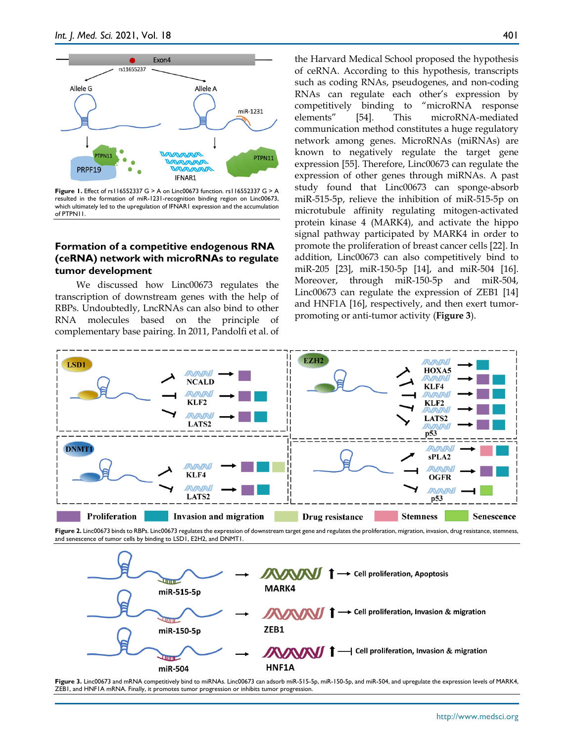Figure 1. Effect of rs116552337 G > A on Linc00673 function. rs116552337 G > A resulted in the formation of miR-1231-recognition binding region on Linc00673, which ultimately led to the upregulation of IFNAR1 expression and the accumulation of PTPN11.

## Formation of a competitive endogenous RNA (ceRNA) network with microRNAs to regulate tumor development

We discussed how Linc00673 regulates the transcription of downstream genes with the help of RBPs. Undoubtedly, LncRNAs can also bind to other RNA molecules based on the principle of complementary base pairing. In 2011, Pandolfi et al. of the Harvard Medical School proposed the hypothesis of ceRNA. According to this hypothesis, transcripts such as coding RNAs, pseudogenes, and non-coding RNAs can regulate each other's expression by competitively binding to "microRNA response elements" [54]. This microRNA-mediated communication method constitutes a huge regulatory network among genes. MicroRNAs (miRNAs) are known to negatively regulate the target gene expression [55]. Therefore, Linc00673 can regulate the expression of other genes through miRNAs. A past study found that Linc00673 can sponge-absorb miR-515-5p, relieve the inhibition of miR-515-5p on microtubule affinity regulating mitogen-activated protein kinase 4 (MARK4), and activate the hippo signal pathway participated by MARK4 in order to promote the proliferation of breast cancer cells [22]. In addition, Linc00673 can also competitively bind to miR-205 [23], miR-150-5p [14], and miR-504 [16]. Moreover, through miR-150-5p and miR-504, Linc00673 can regulate the expression of ZEB1 [14] and HNF1A [16], respectively, and then exert tumor-promoting or anti-tumor activity (**Figure 3**).

Figure 2. Linc00673 binds to RBPs. Linc00673 regulates the expression of downstream target gene and regulates the proliferation, migration, invasion, drug resistance, stemness, and senescence of tumor cells by binding to LSD1, E2H2, and DNMT1.

Figure 3. Linc00673 and mRNA competitively bind to miRNAs. Linc00673 can adsorb miR-515-5p, miR-150-5p, and miR-504, and upregulate the expression levels of MARK4, ZEB1, and HNF1A mRNA. Finally, it promotes tumor progression or inhibits tumor progression.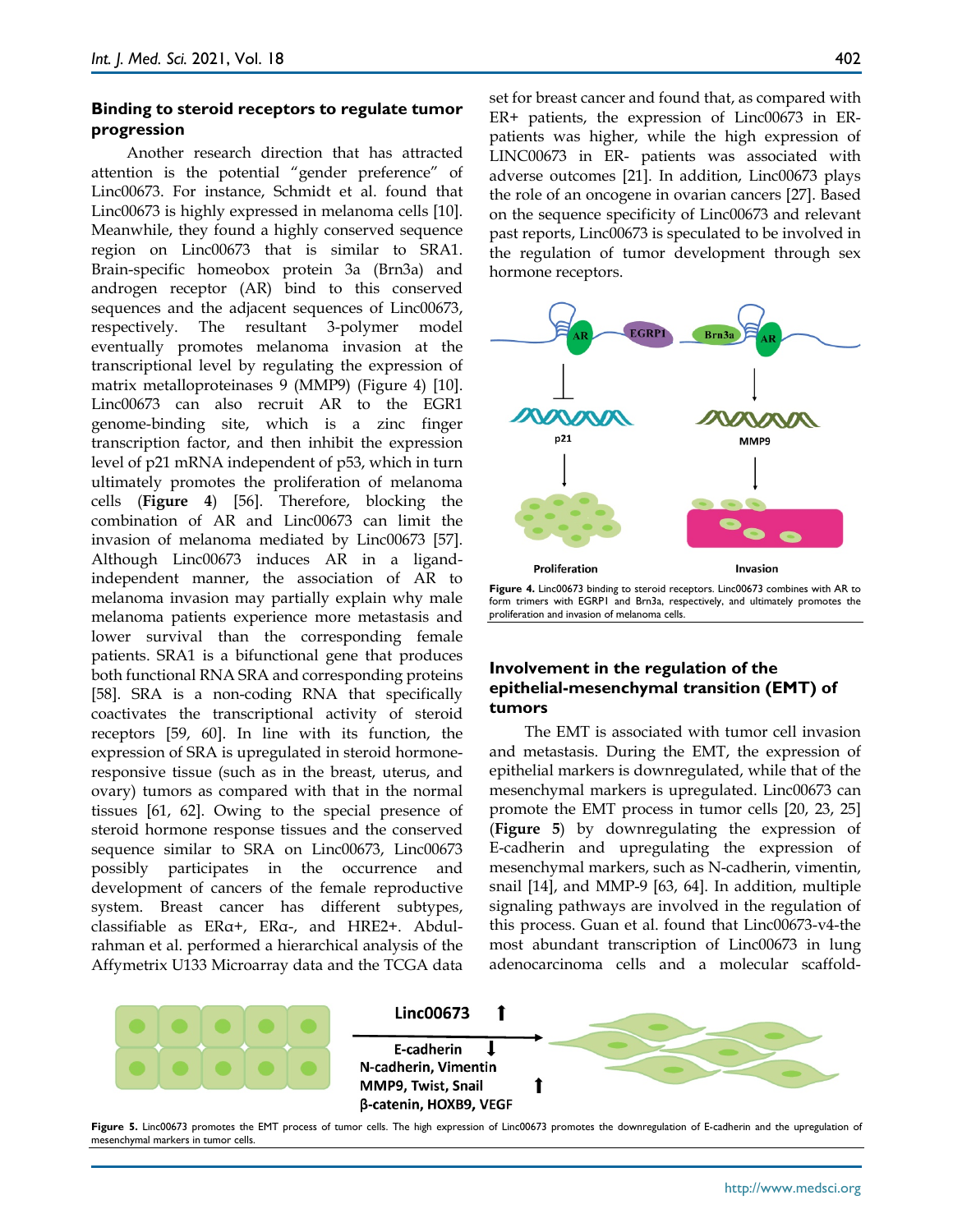### Binding to steroid receptors to regulate tumor progression

Another research direction that has attracted attention is the potential "gender preference" of Linc00673. For instance, Schmidt et al. found that Linc00673 is highly expressed in melanoma cells [10]. Meanwhile, they found a highly conserved sequence region on Linc00673 that is similar to SRA1. Brain-specific homeobox protein 3a (Brn3a) and androgen receptor (AR) bind to this conserved sequences and the adjacent sequences of Linc00673, respectively. The resultant 3-polymer model eventually promotes melanoma invasion at the transcriptional level by regulating the expression of matrix metalloproteinases 9 (MMP9) (Figure 4) [10]. Linc00673 can also recruit AR to the EGR1 genome-binding site, which is a zinc finger transcription factor, and then inhibit the expression level of p21 mRNA independent of p53, which in turn ultimately promotes the proliferation of melanoma cells (**Figure 4**) [56]. Therefore, blocking the combination of AR and Linc00673 can limit the invasion of melanoma mediated by Linc00673 [57]. Although Linc00673 induces AR in a ligand-independent manner, the association of AR to melanoma invasion may partially explain why male melanoma patients experience more metastasis and lower survival than the corresponding female patients. SRA1 is a bifunctional gene that produces both functional RNA SRA and corresponding proteins [58]. SRA is a non-coding RNA that specifically coactivates the transcriptional activity of steroid receptors [59, 60]. In line with its function, the expression of SRA is upregulated in steroid hormone-responsive tissue (such as in the breast, uterus, and ovary) tumors as compared with that in the normal tissues [61, 62]. Owing to the special presence of steroid hormone response tissues and the conserved sequence similar to SRA on Linc00673, Linc00673 possibly participates in the occurrence and development of cancers of the female reproductive system. Breast cancer has different subtypes, classifiable as ERα+, ERα-, and HRE2+. Abdul-rahman et al. performed a hierarchical analysis of the Affymetrix U133 Microarray data and the TCGA data set for breast cancer and found that, as compared with ER+ patients, the expression of Linc00673 in ER- patients was higher, while the high expression of LINC00673 in ER- patients was associated with adverse outcomes [21]. In addition, Linc00673 plays the role of an oncogene in ovarian cancers [27]. Based on the sequence specificity of Linc00673 and relevant past reports, Linc00673 is speculated to be involved in the regulation of tumor development through sex hormone receptors.

**Figure 4.** Linc00673 binding to steroid receptors. Linc00673 combines with AR to form trimers with EGRP1 and Brn3a, respectively, and ultimately promotes the proliferation and invasion of melanoma cells.

### Involvement in the regulation of the epithelial-mesenchymal transition (EMT) of tumors

The EMT is associated with tumor cell invasion and metastasis. During the EMT, the expression of epithelial markers is downregulated, while that of the mesenchymal markers is upregulated. Linc00673 can promote the EMT process in tumor cells [20, 23, 25] (**Figure 5**) by downregulating the expression of E-cadherin and upregulating the expression of mesenchymal markers, such as N-cadherin, vimentin, snail [14], and MMP-9 [63, 64]. In addition, multiple signaling pathways are involved in the regulation of this process. Guan et al. found that Linc00673-v4-the most abundant transcription of Linc00673 in lung adenocarcinoma cells and a molecular scaffold-

**Figure 5.** Linc00673 promotes the EMT process of tumor cells. The high expression of Linc00673 promotes the downregulation of E-cadherin and the upregulation of mesenchymal markers in tumor cells.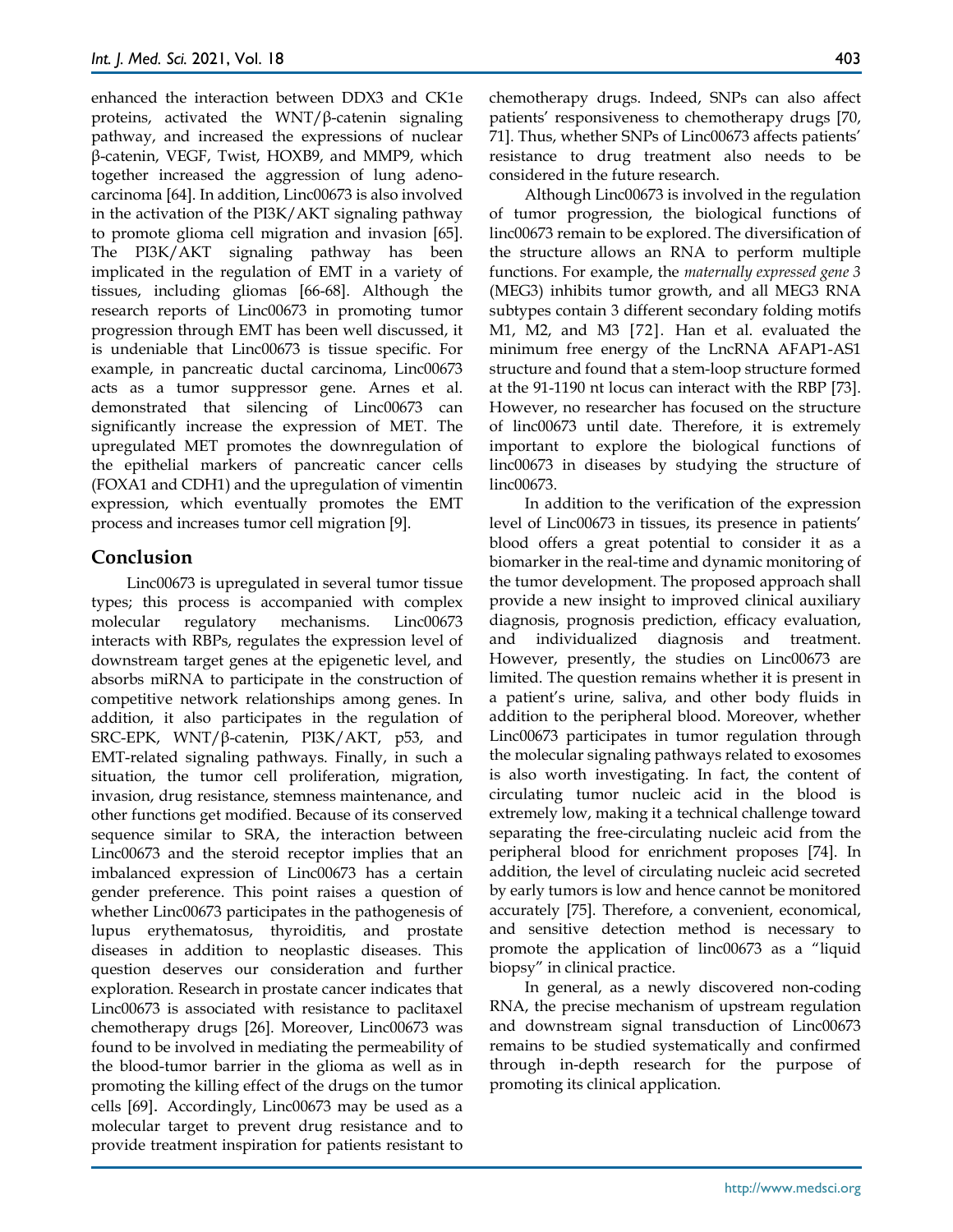enhanced the interaction between DDX3 and CK1e proteins, activated the WNT/β-catenin signaling pathway, and increased the expressions of nuclear β-catenin, VEGF, Twist, HOXB9, and MMP9, which together increased the aggression of lung adenocarcinoma [64]. In addition, Linc00673 is also involved in the activation of the PI3K/AKT signaling pathway to promote glioma cell migration and invasion [65]. The PI3K/AKT signaling pathway has been implicated in the regulation of EMT in a variety of tissues, including gliomas [66-68]. Although the research reports of Linc00673 in promoting tumor progression through EMT has been well discussed, it is undeniable that Linc00673 is tissue specific. For example, in pancreatic ductal carcinoma, Linc00673 acts as a tumor suppressor gene. Arnes et al. demonstrated that silencing of Linc00673 can significantly increase the expression of MET. The upregulated MET promotes the downregulation of the epithelial markers of pancreatic cancer cells (FOXA1 and CDH1) and the upregulation of vimentin expression, which eventually promotes the EMT process and increases tumor cell migration [9].

## Conclusion

Linc00673 is upregulated in several tumor tissue types; this process is accompanied with complex molecular regulatory mechanisms. Linc00673 interacts with RBPs, regulates the expression level of downstream target genes at the epigenetic level, and absorbs miRNA to participate in the construction of competitive network relationships among genes. In addition, it also participates in the regulation of SRC-EPK, WNT/β-catenin, PI3K/AKT, p53, and EMT-related signaling pathways. Finally, in such a situation, the tumor cell proliferation, migration, invasion, drug resistance, stemness maintenance, and other functions get modified. Because of its conserved sequence similar to SRA, the interaction between Linc00673 and the steroid receptor implies that an imbalanced expression of Linc00673 has a certain gender preference. This point raises a question of whether Linc00673 participates in the pathogenesis of lupus erythematosus, thyroiditis, and prostate diseases in addition to neoplastic diseases. This question deserves our consideration and further exploration. Research in prostate cancer indicates that Linc00673 is associated with resistance to paclitaxel chemotherapy drugs [26]. Moreover, Linc00673 was found to be involved in mediating the permeability of the blood-tumor barrier in the glioma as well as in promoting the killing effect of the drugs on the tumor cells [69]. Accordingly, Linc00673 may be used as a molecular target to prevent drug resistance and to provide treatment inspiration for patients resistant to chemotherapy drugs. Indeed, SNPs can also affect patients' responsiveness to chemotherapy drugs [70, 71]. Thus, whether SNPs of Linc00673 affects patients' resistance to drug treatment also needs to be considered in the future research.

Although Linc00673 is involved in the regulation of tumor progression, the biological functions of linc00673 remain to be explored. The diversification of the structure allows an RNA to perform multiple functions. For example, the *maternally expressed gene 3* (MEG3) inhibits tumor growth, and all MEG3 RNA subtypes contain 3 different secondary folding motifs M1, M2, and M3 [72]. Han et al. evaluated the minimum free energy of the LncRNA AFAP1-AS1 structure and found that a stem-loop structure formed at the 91-1190 nt locus can interact with the RBP [73]. However, no researcher has focused on the structure of linc00673 until date. Therefore, it is extremely important to explore the biological functions of linc00673 in diseases by studying the structure of linc00673.

In addition to the verification of the expression level of Linc00673 in tissues, its presence in patients' blood offers a great potential to consider it as a biomarker in the real-time and dynamic monitoring of the tumor development. The proposed approach shall provide a new insight to improved clinical auxiliary diagnosis, prognosis prediction, efficacy evaluation, and individualized diagnosis and treatment. However, presently, the studies on Linc00673 are limited. The question remains whether it is present in a patient's urine, saliva, and other body fluids in addition to the peripheral blood. Moreover, whether Linc00673 participates in tumor regulation through the molecular signaling pathways related to exosomes is also worth investigating. In fact, the content of circulating tumor nucleic acid in the blood is extremely low, making it a technical challenge toward separating the free-circulating nucleic acid from the peripheral blood for enrichment proposes [74]. In addition, the level of circulating nucleic acid secreted by early tumors is low and hence cannot be monitored accurately [75]. Therefore, a convenient, economical, and sensitive detection method is necessary to promote the application of linc00673 as a "liquid biopsy" in clinical practice.

In general, as a newly discovered non-coding RNA, the precise mechanism of upstream regulation and downstream signal transduction of Linc00673 remains to be studied systematically and confirmed through in-depth research for the purpose of promoting its clinical application.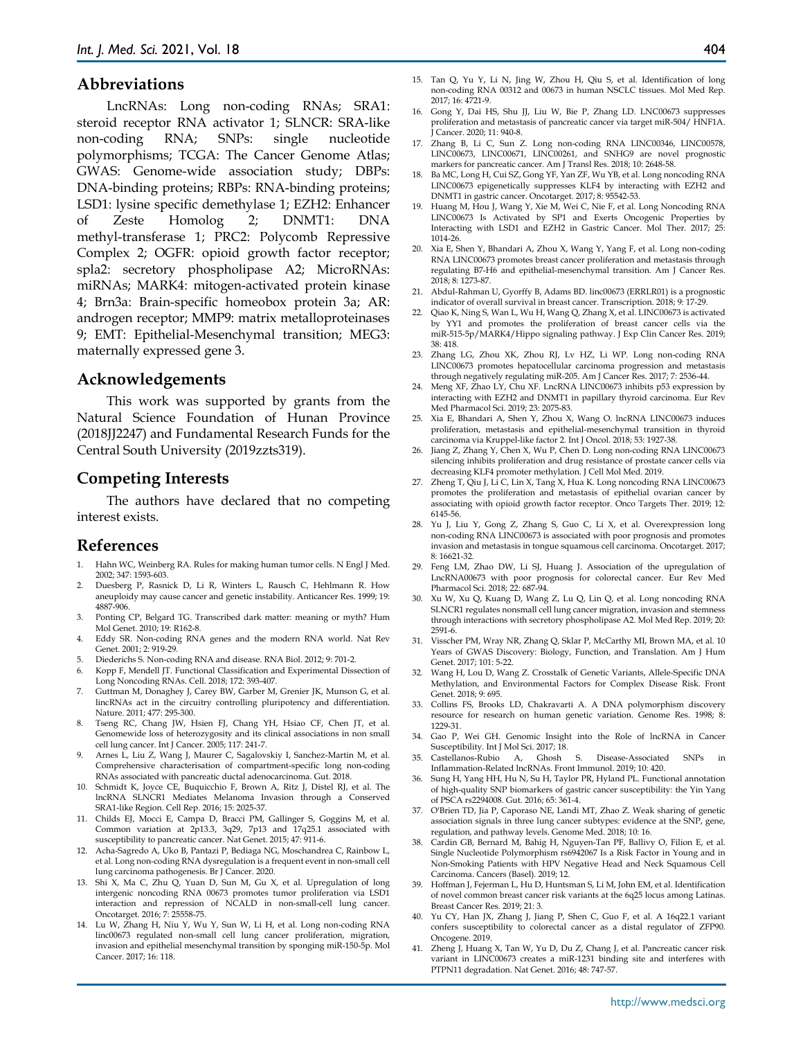## Abbreviations

LncRNAs: Long non-coding RNAs; SRA1: steroid receptor RNA activator 1; SLNCR: SRA-like non-coding RNA; SNPs: single nucleotide polymorphisms; TCGA: The Cancer Genome Atlas; GWAS: Genome-wide association study; DBPs: DNA-binding proteins; RBPs: RNA-binding proteins; LSD1: lysine specific demethylase 1; EZH2: Enhancer of Zeste Homolog 2; DNMT1: DNA methyl-transferase 1; PRC2: Polycomb Repressive Complex 2; OGFR: opioid growth factor receptor; spla2: secretory phospholipase A2; MicroRNAs: miRNAs; MARK4: mitogen-activated protein kinase 4; Brn3a: Brain-specific homeobox protein 3a; AR: androgen receptor; MMP9: matrix metalloproteinases 9; EMT: Epithelial-Mesenchymal transition; MEG3: maternally expressed gene 3.

## Acknowledgements

This work was supported by grants from the Natural Science Foundation of Hunan Province (2018JJ2247) and Fundamental Research Funds for the Central South University (2019zzts319).

## Competing Interests

The authors have declared that no competing interest exists.

## References

1. Hahn WC, Weinberg RA. Rules for making human tumor cells. N Engl J Med. 2002; 347: 1593-603.
2. Duesberg P, Rasnick D, Li R, Winters L, Rausch C, Hehlmann R. How aneuploidy may cause cancer and genetic instability. Anticancer Res. 1999; 19: 4887-906.
3. Ponting CP, Belgard TG. Transcribed dark matter: meaning or myth? Hum Mol Genet. 2010; 19: R162-8.
4. Eddy SR. Non-coding RNA genes and the modern RNA world. Nat Rev Genet. 2001; 2: 919-29.
5. Diederichs S. Non-coding RNA and disease. RNA Biol. 2012; 9: 701-2.
6. Kopp F, Mendell JT. Functional Classification and Experimental Dissection of Long Noncoding RNAs. Cell. 2018; 172: 393-407.
7. Guttman M, Donaghey J, Carey BW, Garber M, Grenier JK, Munson G, et al. lincRNAs act in the circuitry controlling pluripotency and differentiation. Nature. 2011; 477: 295-300.
8. Tseng RC, Chang JW, Hsien FJ, Chang YH, Hsiao CF, Chen JT, et al. Genomewide loss of heterozygosity and its clinical associations in non small cell lung cancer. Int J Cancer. 2005; 117: 241-7.
9. Arnes L, Liu Z, Wang J, Maurer C, Sagalovskiy I, Sanchez-Martin M, et al. Comprehensive characterisation of compartment-specific long non-coding RNAs associated with pancreatic ductal adenocarcinoma. Gut. 2018.
10. Schmidt K, Joyce CE, Buquicchio F, Brown A, Ritz J, Distel RJ, et al. The lncRNA SLNCR1 Mediates Melanoma Invasion through a Conserved SRA1-like Region. Cell Rep. 2016; 15: 2025-37.
11. Childs EJ, Mocci E, Campa D, Bracci PM, Gallinger S, Goggins M, et al. Common variation at 2p13.3, 3q29, 7p13 and 17q25.1 associated with susceptibility to pancreatic cancer. Nat Genet. 2015; 47: 911-6.
12. Acha-Sagredo A, Uko B, Pantazi P, Bediaga NG, Moschandrea C, Rainbow L, et al. Long non-coding RNA dysregulation is a frequent event in non-small cell lung carcinoma pathogenesis. Br J Cancer. 2020.
13. Shi X, Ma C, Zhu Q, Yuan D, Sun M, Gu X, et al. Upregulation of long intergenic noncoding RNA 00673 promotes tumor proliferation via LSD1 interaction and repression of NCALD in non-small-cell lung cancer. Oncotarget. 2016; 7: 25558-75.
14. Lu W, Zhang H, Niu Y, Wu Y, Sun W, Li H, et al. Long non-coding RNA linc00673 regulated non-small cell lung cancer proliferation, migration, invasion and epithelial mesenchymal transition by sponging miR-150-5p. Mol Cancer. 2017; 16: 118.
15. Tan Q, Yu Y, Li N, Jing W, Zhou H, Qiu S, et al. Identification of long non-coding RNA 00312 and 00673 in human NSCLC tissues. Mol Med Rep. 2017; 16: 4721-9.
16. Gong Y, Dai HS, Shu JJ, Liu W, Bie P, Zhang LD. LNC00673 suppresses proliferation and metastasis of pancreatic cancer via target miR-504/ HNF1A. J Cancer. 2020; 11: 940-8.
17. Zhang B, Li C, Sun Z. Long non-coding RNA LINC00346, LINC00578, LINC00673, LINC00671, LINC00261, and SNHG9 are novel prognostic markers for pancreatic cancer. Am J Transl Res. 2018; 10: 2648-58.
18. Ba MC, Long H, Cui SZ, Gong YF, Yan ZF, Wu YB, et al. Long noncoding RNA LINC00673 epigenetically suppresses KLF4 by interacting with EZH2 and DNMT1 in gastric cancer. Oncotarget. 2017; 8: 95542-53.
19. Huang M, Hou J, Wang Y, Xie M, Wei C, Nie F, et al. Long Noncoding RNA LINC00673 Is Activated by SP1 and Exerts Oncogenic Properties by Interacting with LSD1 and EZH2 in Gastric Cancer. Mol Ther. 2017; 25: 1014-26.
20. Xia E, Shen Y, Bhandari A, Zhou X, Wang Y, Yang F, et al. Long non-coding RNA LINC00673 promotes breast cancer proliferation and metastasis through regulating B7-H6 and epithelial-mesenchymal transition. Am J Cancer Res. 2018; 8: 1273-87.
21. Abdul-Rahman U, Gyorffy B, Adams BD. linc00673 (ERRLR01) is a prognostic indicator of overall survival in breast cancer. Transcription. 2018; 9: 17-29.
22. Qiao K, Ning S, Wan L, Wu H, Wang Q, Zhang X, et al. LINC00673 is activated by YY1 and promotes the proliferation of breast cancer cells via the miR-515-5p/MARK4/Hippo signaling pathway. J Exp Clin Cancer Res. 2019; 38: 418.
23. Zhang LG, Zhou XK, Zhou RJ, Lv HZ, Li WP. Long non-coding RNA LINC00673 promotes hepatocellular carcinoma progression and metastasis through negatively regulating miR-205. Am J Cancer Res. 2017; 7: 2536-44.
24. Meng XF, Zhao LY, Chu XF. LncRNA LINC00673 inhibits p53 expression by interacting with EZH2 and DNMT1 in papillary thyroid carcinoma. Eur Rev Med Pharmacol Sci. 2019; 23: 2075-83.
25. Xia E, Bhandari A, Shen Y, Zhou X, Wang O. lncRNA LINC00673 induces proliferation, metastasis and epithelial-mesenchymal transition in thyroid carcinoma via Kruppel-like factor 2. Int J Oncol. 2018; 53: 1927-38.
26. Jiang Z, Zhang Y, Chen X, Wu P, Chen D. Long non-coding RNA LINC00673 silencing inhibits proliferation and drug resistance of prostate cancer cells via decreasing KLF4 promoter methylation. J Cell Mol Med. 2019.
27. Zheng T, Qiu J, Li C, Lin X, Tang X, Hua K. Long noncoding RNA LINC00673 promotes the proliferation and metastasis of epithelial ovarian cancer by associating with opioid growth factor receptor. Onco Targets Ther. 2019; 12: 6145-56.
28. Yu J, Liu Y, Gong Z, Zhang S, Guo C, Li X, et al. Overexpression long non-coding RNA LINC00673 is associated with poor prognosis and promotes invasion and metastasis in tongue squamous cell carcinoma. Oncotarget. 2017; 8: 16621-32.
29. Feng LM, Zhao DW, Li SJ, Huang J. Association of the upregulation of LncRNA00673 with poor prognosis for colorectal cancer. Eur Rev Med Pharmacol Sci. 2018; 22: 687-94.
30. Xu W, Xu Q, Kuang D, Wang Z, Lu Q, Lin Q, et al. Long noncoding RNA SLNCR1 regulates nonsmall cell lung cancer migration, invasion and stemness through interactions with secretory phospholipase A2. Mol Med Rep. 2019; 20: 2591-6.
31. Visscher PM, Wray NR, Zhang Q, Sklar P, McCarthy MI, Brown MA, et al. 10 Years of GWAS Discovery: Biology, Function, and Translation. Am J Hum Genet. 2017; 101: 5-22.
32. Wang H, Lou D, Wang Z. Crosstalk of Genetic Variants, Allele-Specific DNA Methylation, and Environmental Factors for Complex Disease Risk. Front Genet. 2018; 9: 695.
33. Collins FS, Brooks LD, Chakravarti A. A DNA polymorphism discovery resource for research on human genetic variation. Genome Res. 1998; 8: 1229-31.
34. Gao P, Wei GH. Genomic Insight into the Role of lncRNA in Cancer Susceptibility. Int J Mol Sci. 2017; 18.
35. Castellanos-Rubio A, Ghosh S. Disease-Associated SNPs in Inflammation-Related lncRNAs. Front Immunol. 2019; 10: 420.
36. Sung H, Yang HH, Hu N, Su H, Taylor PR, Hyland PL. Functional annotation of high-quality SNP biomarkers of gastric cancer susceptibility: the Yin Yang of PSCA rs2294008. Gut. 2016; 65: 361-4.
37. O'Brien TD, Jia P, Caporaso NE, Landi MT, Zhao Z. Weak sharing of genetic association signals in three lung cancer subtypes: evidence at the SNP, gene, regulation, and pathway levels. Genome Med. 2018; 10: 16.
38. Cardin GB, Bernard M, Bahig H, Nguyen-Tan PF, Ballivy O, Filion E, et al. Single Nucleotide Polymorphism rs6942067 Is a Risk Factor in Young and in Non-Smoking Patients with HPV Negative Head and Neck Squamous Cell Carcinoma. Cancers (Basel). 2019; 12.
39. Hoffman J, Fejerman L, Hu D, Huntsman S, Li M, John EM, et al. Identification of novel common breast cancer risk variants at the 6q25 locus among Latinas. Breast Cancer Res. 2019; 21: 3.
40. Yu CY, Han JX, Zhang J, Jiang P, Shen C, Guo F, et al. A 16q22.1 variant confers susceptibility to colorectal cancer as a distal regulator of ZFP90. Oncogene. 2019.
41. Zheng J, Huang X, Tan W, Yu D, Du Z, Chang J, et al. Pancreatic cancer risk variant in LINC00673 creates a miR-1231 binding site and interferes with PTPN11 degradation. Nat Genet. 2016; 48: 747-57.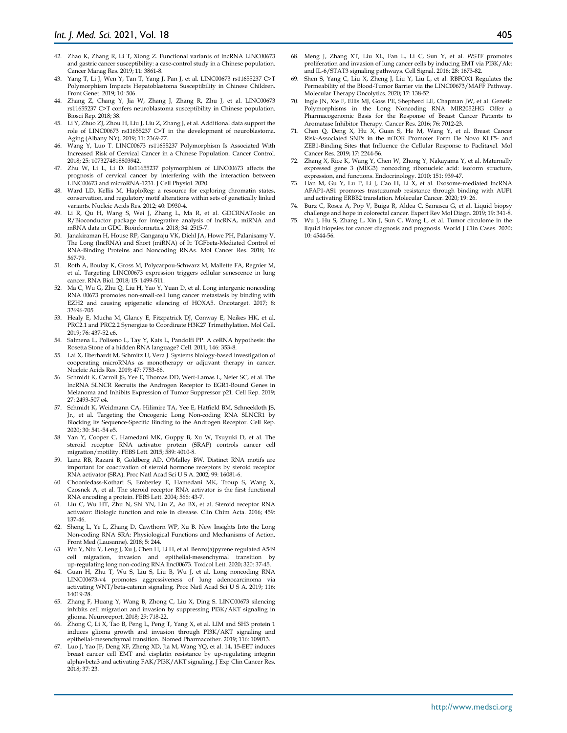42. Zhao K, Zhang R, Li T, Xiong Z. Functional variants of lncRNA LINC00673 and gastric cancer susceptibility: a case-control study in a Chinese population. Cancer Manag Res. 2019; 11: 3861-8.
43. Yang T, Li J, Wen Y, Tan T, Yang J, Pan J, et al. LINC00673 rs11655237 C>T Polymorphism Impacts Hepatoblastoma Susceptibility in Chinese Children. Front Genet. 2019; 10: 506.
44. Zhang Z, Chang Y, Jia W, Zhang J, Zhang R, Zhu J, et al. LINC00673 rs11655237 C>T confers neuroblastoma susceptibility in Chinese population. Biosci Rep. 2018; 38.
45. Li Y, Zhuo ZJ, Zhou H, Liu J, Liu Z, Zhang J, et al. Additional data support the role of LINC00673 rs11655237 C>T in the development of neuroblastoma. Aging (Albany NY). 2019; 11: 2369-77.
46. Wang Y, Luo T. LINC00673 rs11655237 Polymorphism Is Associated With Increased Risk of Cervical Cancer in a Chinese Population. Cancer Control. 2018; 25: 1073274818803942.
47. Zhu W, Li L, Li D. Rs11655237 polymorphism of LINC00673 affects the prognosis of cervical cancer by interfering with the interaction between LINC00673 and microRNA-1231. J Cell Physiol. 2020.
48. Ward LD, Kellis M. HaploReg: a resource for exploring chromatin states, conservation, and regulatory motif alterations within sets of genetically linked variants. Nucleic Acids Res. 2012; 40: D930-4.
49. Li R, Qu H, Wang S, Wei J, Zhang L, Ma R, et al. GDCRNATools: an R/Bioconductor package for integrative analysis of lncRNA, miRNA and mRNA data in GDC. Bioinformatics. 2018; 34: 2515-7.
50. Janakiraman H, House RP, Gangaraju VK, Diehl JA, Howe PH, Palanisamy V. The Long (lncRNA) and Short (miRNA) of It: TGFbeta-Mediated Control of RNA-Binding Proteins and Noncoding RNAs. Mol Cancer Res. 2018; 16: 567-79.
51. Roth A, Boulay K, Gross M, Polycarpou-Schwarz M, Mallette FA, Regnier M, et al. Targeting LINC00673 expression triggers cellular senescence in lung cancer. RNA Biol. 2018; 15: 1499-511.
52. Ma C, Wu G, Zhu Q, Liu H, Yao Y, Yuan D, et al. Long intergenic noncoding RNA 00673 promotes non-small-cell lung cancer metastasis by binding with EZH2 and causing epigenetic silencing of HOXA5. Oncotarget. 2017; 8: 32696-705.
53. Healy E, Mucha M, Glancy E, Fitzpatrick DJ, Conway E, Neikes HK, et al. PRC2.1 and PRC2.2 Synergize to Coordinate H3K27 Trimethylation. Mol Cell. 2019; 76: 437-52 e6.
54. Salmena L, Poliseno L, Tay Y, Kats L, Pandolfi PP. A ceRNA hypothesis: the Rosetta Stone of a hidden RNA language? Cell. 2011; 146: 353-8.
55. Lai X, Eberhardt M, Schmitz U, Vera J. Systems biology-based investigation of cooperating microRNAs as monotherapy or adjuvant therapy in cancer. Nucleic Acids Res. 2019; 47: 7753-66.
56. Schmidt K, Carroll JS, Yee E, Thomas DD, Wert-Lamas L, Neier SC, et al. The lncRNA SLNCR Recruits the Androgen Receptor to EGR1-Bound Genes in Melanoma and Inhibits Expression of Tumor Suppressor p21. Cell Rep. 2019; 27: 2493-507 e4.
57. Schmidt K, Weidmann CA, Hilimire TA, Yee E, Hatfield BM, Schneekloth JS, Jr., et al. Targeting the Oncogenic Long Non-coding RNA SLNCR1 by Blocking Its Sequence-Specific Binding to the Androgen Receptor. Cell Rep. 2020; 30: 541-54 e5.
58. Yan Y, Cooper C, Hamedani MK, Guppy B, Xu W, Tsuyuki D, et al. The steroid receptor RNA activator protein (SRAP) controls cancer cell migration/motility. FEBS Lett. 2015; 589: 4010-8.
59. Lanz RB, Razani B, Goldberg AD, O'Malley BW. Distinct RNA motifs are important for coactivation of steroid hormone receptors by steroid receptor RNA activator (SRA). Proc Natl Acad Sci U S A. 2002; 99: 16081-6.
60. Chooniedass-Kothari S, Emberley E, Hamedani MK, Troup S, Wang X, Czosnek A, et al. The steroid receptor RNA activator is the first functional RNA encoding a protein. FEBS Lett. 2004; 566: 43-7.
61. Liu C, Wu HT, Zhu N, Shi YN, Liu Z, Ao BX, et al. Steroid receptor RNA activator: Biologic function and role in disease. Clin Chim Acta. 2016; 459: 137-46.
62. Sheng L, Ye L, Zhang D, Cawthorn WP, Xu B. New Insights Into the Long Non-coding RNA SRA: Physiological Functions and Mechanisms of Action. Front Med (Lausanne). 2018; 5: 244.
63. Wu Y, Niu Y, Leng J, Xu J, Chen H, Li H, et al. Benzo(a)pyrene regulated A549 cell migration, invasion and epithelial-mesenchymal transition by up-regulating long non-coding RNA linc00673. Toxicol Lett. 2020; 320: 37-45.
64. Guan H, Zhu T, Wu S, Liu S, Liu B, Wu J, et al. Long noncoding RNA LINC00673-v4 promotes aggressiveness of lung adenocarcinoma via activating WNT/beta-catenin signaling. Proc Natl Acad Sci U S A. 2019; 116: 14019-28.
65. Zhang F, Huang Y, Wang B, Zhong C, Liu X, Ding S. LINC00673 silencing inhibits cell migration and invasion by suppressing PI3K/AKT signaling in glioma. Neuroreport. 2018; 29: 718-22.
66. Zhong C, Li X, Tao B, Peng L, Peng T, Yang X, et al. LIM and SH3 protein 1 induces glioma growth and invasion through PI3K/AKT signaling and epithelial-mesenchymal transition. Biomed Pharmacother. 2019; 116: 109013.
67. Luo J, Yao JF, Deng XF, Zheng XD, Jia M, Wang YQ, et al. 14, 15-EET induces breast cancer cell EMT and cisplatin resistance by up-regulating integrin alphavbeta3 and activating FAK/PI3K/AKT signaling. J Exp Clin Cancer Res. 2018; 37: 23.
68. Meng J, Zhang XT, Liu XL, Fan L, Li C, Sun Y, et al. WSTF promotes proliferation and invasion of lung cancer cells by inducing EMT via PI3K/Akt and IL-6/STAT3 signaling pathways. Cell Signal. 2016; 28: 1673-82.
69. Shen S, Yang C, Liu X, Zheng J, Liu Y, Liu L, et al. RBFOX1 Regulates the Permeability of the Blood-Tumor Barrier via the LINC00673/MAFF Pathway. Molecular Therapy Oncolytics. 2020; 17: 138-52.
70. Ingle JN, Xie F, Ellis MJ, Goss PE, Shepherd LE, Chapman JW, et al. Genetic Polymorphisms in the Long Noncoding RNA MIR2052HG Offer a Pharmacogenomic Basis for the Response of Breast Cancer Patients to Aromatase Inhibitor Therapy. Cancer Res. 2016; 76: 7012-23.
71. Chen Q, Deng X, Hu X, Guan S, He M, Wang Y, et al. Breast Cancer Risk-Associated SNPs in the mTOR Promoter Form De Novo KLF5- and ZEB1-Binding Sites that Influence the Cellular Response to Paclitaxel. Mol Cancer Res. 2019; 17: 2244-56.
72. Zhang X, Rice K, Wang Y, Chen W, Zhong Y, Nakayama Y, et al. Maternally expressed gene 3 (MEG3) noncoding ribonucleic acid: isoform structure, expression, and functions. Endocrinology. 2010; 151: 939-47.
73. Han M, Gu Y, Lu P, Li J, Cao H, Li X, et al. Exosome-mediated lncRNA AFAP1-AS1 promotes trastuzumab resistance through binding with AUF1 and activating ERBB2 translation. Molecular Cancer. 2020; 19: 26.
74. Burz C, Rosca A, Pop V, Buiga R, Aldea C, Samasca G, et al. Liquid biopsy challenge and hope in colorectal cancer. Expert Rev Mol Diagn. 2019; 19: 341-8.
75. Wu J, Hu S, Zhang L, Xin J, Sun C, Wang L, et al. Tumor circulome in the liquid biopsies for cancer diagnosis and prognosis. World J Clin Cases. 2020; 10: 4544-56.